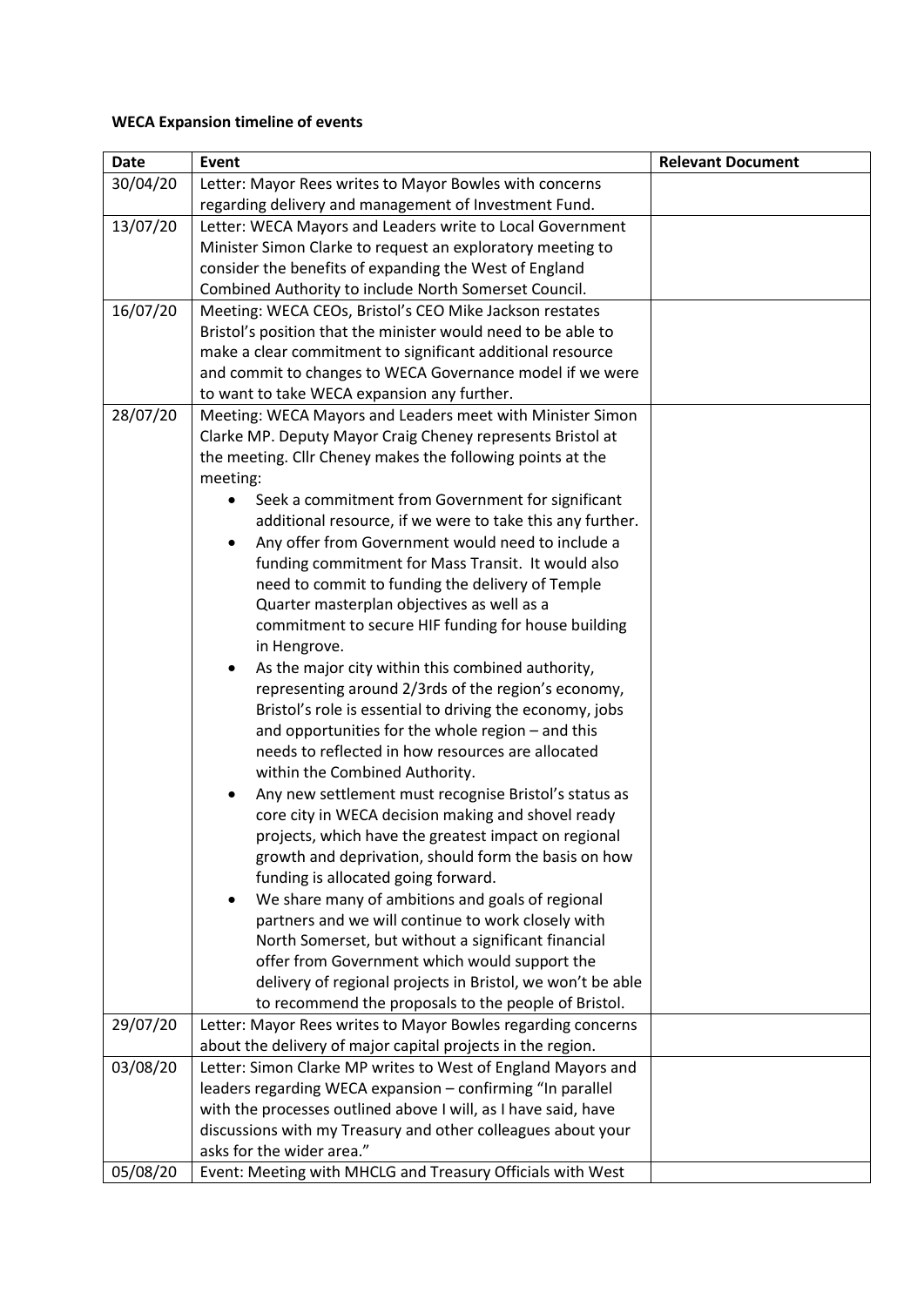**WECA Expansion timeline of events**

| Date | Event | Relevant Document |
|---|---|---|
| 30/04/20 | Letter: Mayor Rees writes to Mayor Bowles with concerns regarding delivery and management of Investment Fund. | |
| 13/07/20 | Letter: WECA Mayors and Leaders write to Local Government Minister Simon Clarke to request an exploratory meeting to consider the benefits of expanding the West of England Combined Authority to include North Somerset Council. | |
| 16/07/20 | Meeting: WECA CEOs, Bristol's CEO Mike Jackson restates Bristol's position that the minister would need to be able to make a clear commitment to significant additional resource and commit to changes to WECA Governance model if we were to want to take WECA expansion any further. | |
| 28/07/20 | Meeting: WECA Mayors and Leaders meet with Minister Simon Clarke MP. Deputy Mayor Craig Cheney represents Bristol at the meeting. Cllr Cheney makes the following points at the meeting:<br>• Seek a commitment from Government for significant additional resource, if we were to take this any further.<br>• Any offer from Government would need to include a funding commitment for Mass Transit. It would also need to commit to funding the delivery of Temple Quarter masterplan objectives as well as a commitment to secure HIF funding for house building in Hengrove.<br>• As the major city within this combined authority, representing around 2/3rds of the region's economy, Bristol's role is essential to driving the economy, jobs and opportunities for the whole region – and this needs to reflected in how resources are allocated within the Combined Authority.<br>• Any new settlement must recognise Bristol's status as core city in WECA decision making and shovel ready projects, which have the greatest impact on regional growth and deprivation, should form the basis on how funding is allocated going forward.<br>• We share many of ambitions and goals of regional partners and we will continue to work closely with North Somerset, but without a significant financial offer from Government which would support the delivery of regional projects in Bristol, we won't be able to recommend the proposals to the people of Bristol. | |
| 29/07/20 | Letter: Mayor Rees writes to Mayor Bowles regarding concerns about the delivery of major capital projects in the region. | |
| 03/08/20 | Letter: Simon Clarke MP writes to West of England Mayors and leaders regarding WECA expansion – confirming "In parallel with the processes outlined above I will, as I have said, have discussions with my Treasury and other colleagues about your asks for the wider area." | |
| 05/08/20 | Event: Meeting with MHCLG and Treasury Officials with West | |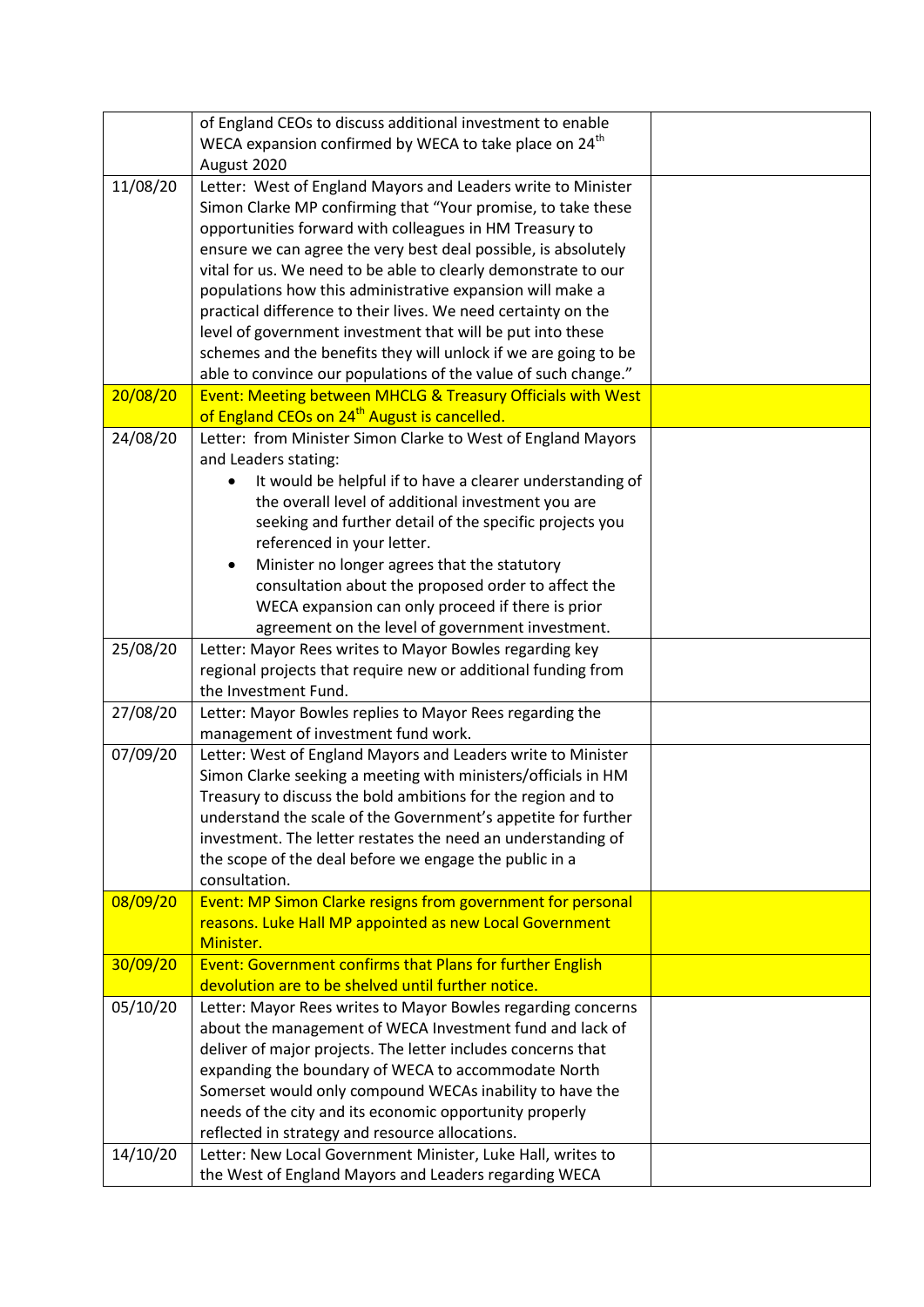| | | |
|---|---|---|
| | of England CEOs to discuss additional investment to enable WECA expansion confirmed by WECA to take place on 24th August 2020 | |
| 11/08/20 | Letter: West of England Mayors and Leaders write to Minister Simon Clarke MP confirming that "Your promise, to take these opportunities forward with colleagues in HM Treasury to ensure we can agree the very best deal possible, is absolutely vital for us. We need to be able to clearly demonstrate to our populations how this administrative expansion will make a practical difference to their lives. We need certainty on the level of government investment that will be put into these schemes and the benefits they will unlock if we are going to be able to convince our populations of the value of such change." | |
| 20/08/20 | Event: Meeting between MHCLG & Treasury Officials with West of England CEOs on 24th August is cancelled. | |
| 24/08/20 | Letter: from Minister Simon Clarke to West of England Mayors and Leaders stating:<br>• It would be helpful if to have a clearer understanding of the overall level of additional investment you are seeking and further detail of the specific projects you referenced in your letter.<br>• Minister no longer agrees that the statutory consultation about the proposed order to affect the WECA expansion can only proceed if there is prior agreement on the level of government investment. | |
| 25/08/20 | Letter: Mayor Rees writes to Mayor Bowles regarding key regional projects that require new or additional funding from the Investment Fund. | |
| 27/08/20 | Letter: Mayor Bowles replies to Mayor Rees regarding the management of investment fund work. | |
| 07/09/20 | Letter: West of England Mayors and Leaders write to Minister Simon Clarke seeking a meeting with ministers/officials in HM Treasury to discuss the bold ambitions for the region and to understand the scale of the Government's appetite for further investment. The letter restates the need an understanding of the scope of the deal before we engage the public in a consultation. | |
| 08/09/20 | Event: MP Simon Clarke resigns from government for personal reasons. Luke Hall MP appointed as new Local Government Minister. | |
| 30/09/20 | Event: Government confirms that Plans for further English devolution are to be shelved until further notice. | |
| 05/10/20 | Letter: Mayor Rees writes to Mayor Bowles regarding concerns about the management of WECA Investment fund and lack of deliver of major projects. The letter includes concerns that expanding the boundary of WECA to accommodate North Somerset would only compound WECAs inability to have the needs of the city and its economic opportunity properly reflected in strategy and resource allocations. | |
| 14/10/20 | Letter: New Local Government Minister, Luke Hall, writes to the West of England Mayors and Leaders regarding WECA | |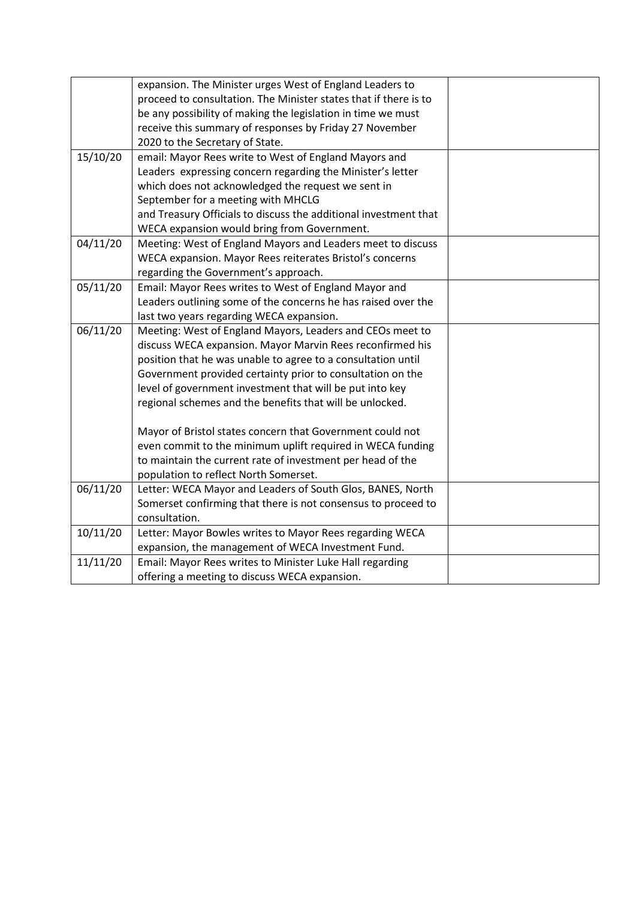| | | |
|---|---|---|
| | expansion. The Minister urges West of England Leaders to proceed to consultation. The Minister states that if there is to be any possibility of making the legislation in time we must receive this summary of responses by Friday 27 November 2020 to the Secretary of State. | |
| 15/10/20 | email: Mayor Rees write to West of England Mayors and Leaders expressing concern regarding the Minister's letter which does not acknowledged the request we sent in September for a meeting with MHCLG and Treasury Officials to discuss the additional investment that WECA expansion would bring from Government. | |
| 04/11/20 | Meeting: West of England Mayors and Leaders meet to discuss WECA expansion. Mayor Rees reiterates Bristol's concerns regarding the Government's approach. | |
| 05/11/20 | Email: Mayor Rees writes to West of England Mayor and Leaders outlining some of the concerns he has raised over the last two years regarding WECA expansion. | |
| 06/11/20 | Meeting: West of England Mayors, Leaders and CEOs meet to discuss WECA expansion. Mayor Marvin Rees reconfirmed his position that he was unable to agree to a consultation until Government provided certainty prior to consultation on the level of government investment that will be put into key regional schemes and the benefits that will be unlocked.<br><br>Mayor of Bristol states concern that Government could not even commit to the minimum uplift required in WECA funding to maintain the current rate of investment per head of the population to reflect North Somerset. | |
| 06/11/20 | Letter: WECA Mayor and Leaders of South Glos, BANES, North Somerset confirming that there is not consensus to proceed to consultation. | |
| 10/11/20 | Letter: Mayor Bowles writes to Mayor Rees regarding WECA expansion, the management of WECA Investment Fund. | |
| 11/11/20 | Email: Mayor Rees writes to Minister Luke Hall regarding offering a meeting to discuss WECA expansion. | |